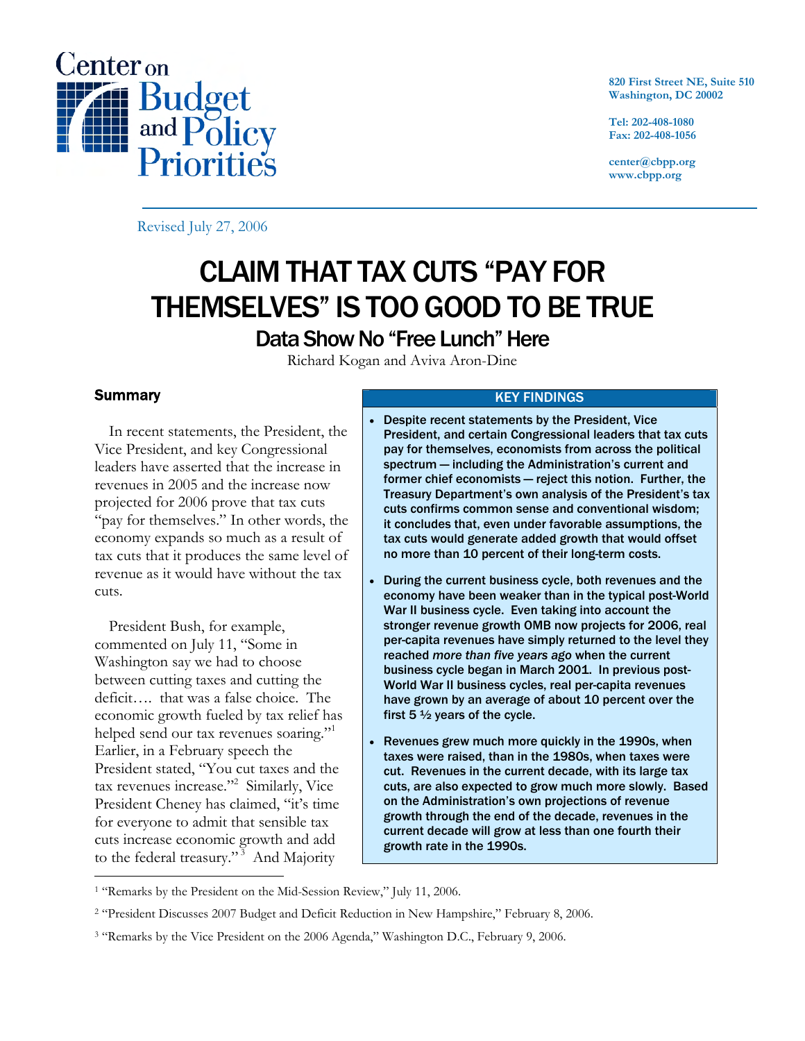Center on Budget and Policy Priorities

820 First Street NE, Suite 510
Washington, DC 20002

Tel: 202-408-1080
Fax: 202-408-1056

center@cbpp.org
www.cbpp.org

Revised July 27, 2006

# CLAIM THAT TAX CUTS "PAY FOR THEMSELVES" IS TOO GOOD TO BE TRUE

## Data Show No "Free Lunch" Here

Richard Kogan and Aviva Aron-Dine

### Summary

In recent statements, the President, the Vice President, and key Congressional leaders have asserted that the increase in revenues in 2005 and the increase now projected for 2006 prove that tax cuts "pay for themselves." In other words, the economy expands so much as a result of tax cuts that it produces the same level of revenue as it would have without the tax cuts.

President Bush, for example, commented on July 11, "Some in Washington say we had to choose between cutting taxes and cutting the deficit…. that was a false choice. The economic growth fueled by tax relief has helped send our tax revenues soaring."[1] Earlier, in a February speech the President stated, "You cut taxes and the tax revenues increase."[2] Similarly, Vice President Cheney has claimed, "it's time for everyone to admit that sensible tax cuts increase economic growth and add to the federal treasury."[3] And Majority

**KEY FINDINGS**

- **Despite recent statements by the President, Vice President, and certain Congressional leaders that tax cuts pay for themselves, economists from across the political spectrum — including the Administration's current and former chief economists — reject this notion. Further, the Treasury Department's own analysis of the President's tax cuts confirms common sense and conventional wisdom; it concludes that, even under favorable assumptions, the tax cuts would generate added growth that would offset no more than 10 percent of their long-term costs.**
- **During the current business cycle, both revenues and the economy have been weaker than in the typical post-World War II business cycle. Even taking into account the stronger revenue growth OMB now projects for 2006, real per-capita revenues have simply returned to the level they reached *more than five years ago* when the current business cycle began in March 2001. In previous post-World War II business cycles, real per-capita revenues have grown by an average of about 10 percent over the first 5 ½ years of the cycle.**
- **Revenues grew much more quickly in the 1990s, when taxes were raised, than in the 1980s, when taxes were cut. Revenues in the current decade, with its large tax cuts, are also expected to grow much more slowly. Based on the Administration's own projections of revenue growth through the end of the decade, revenues in the current decade will grow at less than one fourth their growth rate in the 1990s.**

[1] "Remarks by the President on the Mid-Session Review," July 11, 2006.

[2] "President Discusses 2007 Budget and Deficit Reduction in New Hampshire," February 8, 2006.

[3] "Remarks by the Vice President on the 2006 Agenda," Washington D.C., February 9, 2006.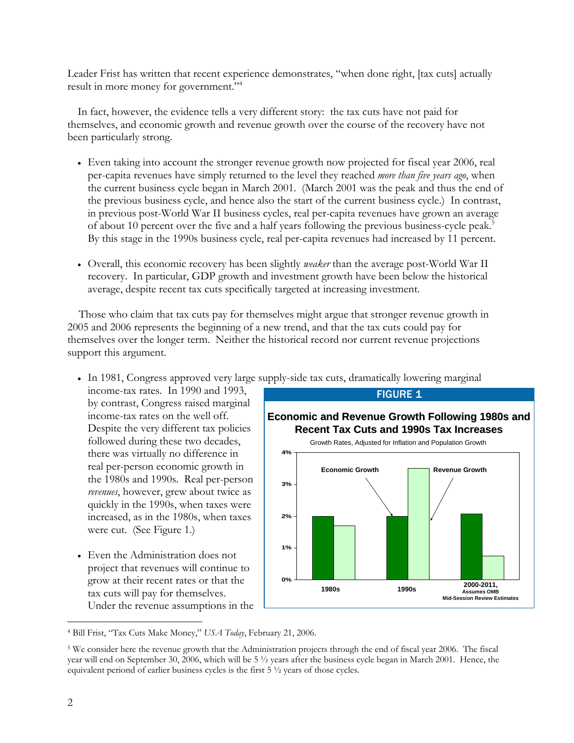Leader Frist has written that recent experience demonstrates, "when done right, [tax cuts] actually result in more money for government."[4]

In fact, however, the evidence tells a very different story: the tax cuts have not paid for themselves, and economic growth and revenue growth over the course of the recovery have not been particularly strong.

- Even taking into account the stronger revenue growth now projected for fiscal year 2006, real per-capita revenues have simply returned to the level they reached *more than five years ago*, when the current business cycle began in March 2001. (March 2001 was the peak and thus the end of the previous business cycle, and hence also the start of the current business cycle.) In contrast, in previous post-World War II business cycles, real per-capita revenues have grown an average of about 10 percent over the five and a half years following the previous business-cycle peak.[5] By this stage in the 1990s business cycle, real per-capita revenues had increased by 11 percent.

- Overall, this economic recovery has been slightly *weaker* than the average post-World War II recovery. In particular, GDP growth and investment growth have been below the historical average, despite recent tax cuts specifically targeted at increasing investment.

Those who claim that tax cuts pay for themselves might argue that stronger revenue growth in 2005 and 2006 represents the beginning of a new trend, and that the tax cuts could pay for themselves over the longer term. Neither the historical record nor current revenue projections support this argument.

- In 1981, Congress approved very large supply-side tax cuts, dramatically lowering marginal income-tax rates. In 1990 and 1993, by contrast, Congress raised marginal income-tax rates on the well off. Despite the very different tax policies followed during these two decades, there was virtually no difference in real per-person economic growth in the 1980s and 1990s. Real per-person *revenues*, however, grew about twice as quickly in the 1990s, when taxes were increased, as in the 1980s, when taxes were cut. (See Figure 1.)

- Even the Administration does not project that revenues will continue to grow at their recent rates or that the tax cuts will pay for themselves. Under the revenue assumptions in the

**FIGURE 1**

**Economic and Revenue Growth Following 1980s and Recent Tax Cuts and 1990s Tax Increases**

Growth Rates, Adjusted for Inflation and Population Growth

| | Economic Growth | Revenue Growth |
|---|---|---|
| 1980s | ~2.0% | ~1.7% |
| 1990s | ~2.0% | ~3.5% |
| 2000-2011, Assumes OMB Mid-Session Review Estimates | ~2.1% | ~0.75% |

---

[4] Bill Frist, "Tax Cuts Make Money," *USA Today*, February 21, 2006.

[5] We consider here the revenue growth that the Administration projects through the end of fiscal year 2006. The fiscal year will end on September 30, 2006, which will be 5 ½ years after the business cycle began in March 2001. Hence, the equivalent periond of earlier business cycles is the first 5 ½ years of those cycles.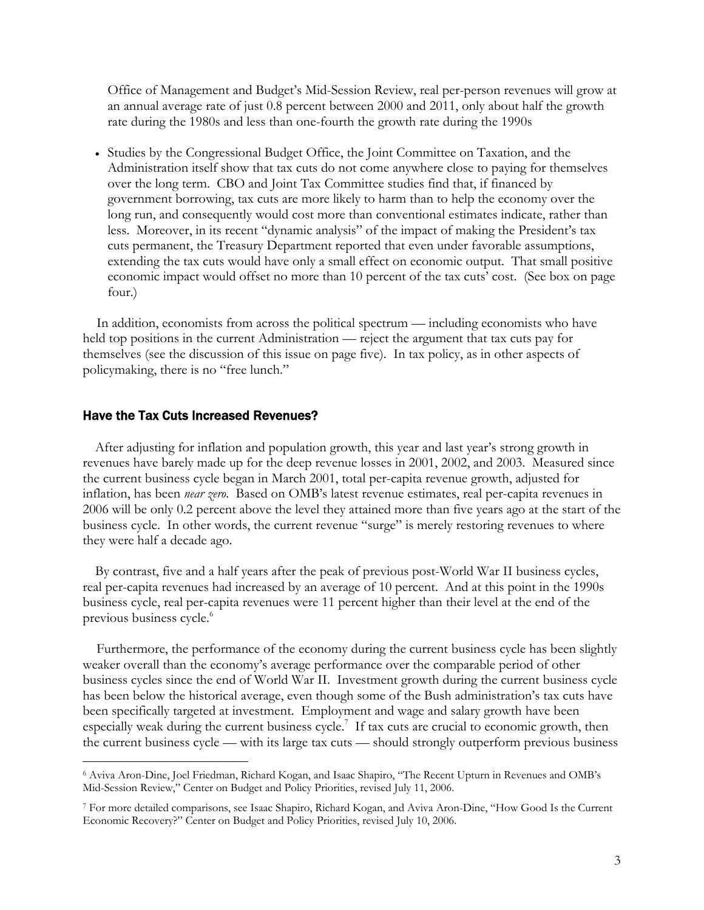Office of Management and Budget's Mid-Session Review, real per-person revenues will grow at an annual average rate of just 0.8 percent between 2000 and 2011, only about half the growth rate during the 1980s and less than one-fourth the growth rate during the 1990s

- Studies by the Congressional Budget Office, the Joint Committee on Taxation, and the Administration itself show that tax cuts do not come anywhere close to paying for themselves over the long term. CBO and Joint Tax Committee studies find that, if financed by government borrowing, tax cuts are more likely to harm than to help the economy over the long run, and consequently would cost more than conventional estimates indicate, rather than less. Moreover, in its recent "dynamic analysis" of the impact of making the President's tax cuts permanent, the Treasury Department reported that even under favorable assumptions, extending the tax cuts would have only a small effect on economic output. That small positive economic impact would offset no more than 10 percent of the tax cuts' cost. (See box on page four.)

In addition, economists from across the political spectrum — including economists who have held top positions in the current Administration — reject the argument that tax cuts pay for themselves (see the discussion of this issue on page five). In tax policy, as in other aspects of policymaking, there is no "free lunch."

## Have the Tax Cuts Increased Revenues?

After adjusting for inflation and population growth, this year and last year's strong growth in revenues have barely made up for the deep revenue losses in 2001, 2002, and 2003. Measured since the current business cycle began in March 2001, total per-capita revenue growth, adjusted for inflation, has been *near zero*. Based on OMB's latest revenue estimates, real per-capita revenues in 2006 will be only 0.2 percent above the level they attained more than five years ago at the start of the business cycle. In other words, the current revenue "surge" is merely restoring revenues to where they were half a decade ago.

By contrast, five and a half years after the peak of previous post-World War II business cycles, real per-capita revenues had increased by an average of 10 percent. And at this point in the 1990s business cycle, real per-capita revenues were 11 percent higher than their level at the end of the previous business cycle.[6]

Furthermore, the performance of the economy during the current business cycle has been slightly weaker overall than the economy's average performance over the comparable period of other business cycles since the end of World War II. Investment growth during the current business cycle has been below the historical average, even though some of the Bush administration's tax cuts have been specifically targeted at investment. Employment and wage and salary growth have been especially weak during the current business cycle.[7] If tax cuts are crucial to economic growth, then the current business cycle — with its large tax cuts — should strongly outperform previous business

[6] Aviva Aron-Dine, Joel Friedman, Richard Kogan, and Isaac Shapiro, "The Recent Upturn in Revenues and OMB's Mid-Session Review," Center on Budget and Policy Priorities, revised July 11, 2006.

[7] For more detailed comparisons, see Isaac Shapiro, Richard Kogan, and Aviva Aron-Dine, "How Good Is the Current Economic Recovery?" Center on Budget and Policy Priorities, revised July 10, 2006.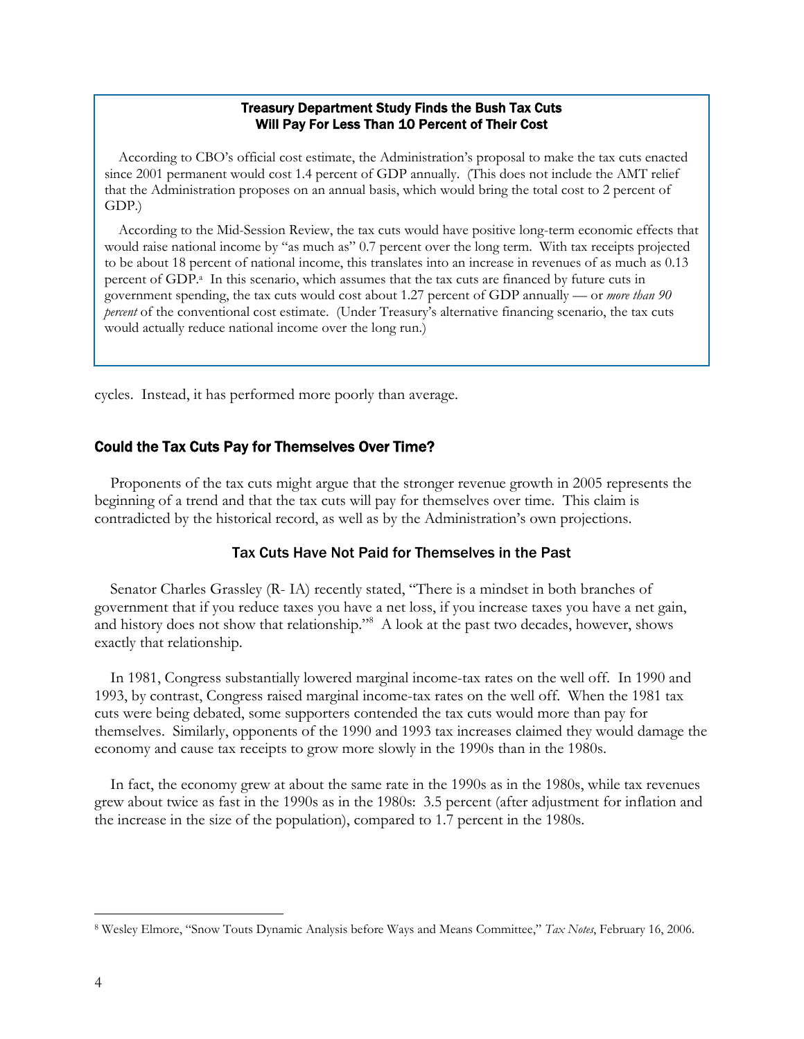**Treasury Department Study Finds the Bush Tax Cuts Will Pay For Less Than 10 Percent of Their Cost**

According to CBO's official cost estimate, the Administration's proposal to make the tax cuts enacted since 2001 permanent would cost 1.4 percent of GDP annually. (This does not include the AMT relief that the Administration proposes on an annual basis, which would bring the total cost to 2 percent of GDP.)

According to the Mid-Session Review, the tax cuts would have positive long-term economic effects that would raise national income by "as much as" 0.7 percent over the long term. With tax receipts projected to be about 18 percent of national income, this translates into an increase in revenues of as much as 0.13 percent of GDP.[a] In this scenario, which assumes that the tax cuts are financed by future cuts in government spending, the tax cuts would cost about 1.27 percent of GDP annually — or *more than 90 percent* of the conventional cost estimate. (Under Treasury's alternative financing scenario, the tax cuts would actually reduce national income over the long run.)

cycles. Instead, it has performed more poorly than average.

## Could the Tax Cuts Pay for Themselves Over Time?

Proponents of the tax cuts might argue that the stronger revenue growth in 2005 represents the beginning of a trend and that the tax cuts will pay for themselves over time. This claim is contradicted by the historical record, as well as by the Administration's own projections.

### Tax Cuts Have Not Paid for Themselves in the Past

Senator Charles Grassley (R- IA) recently stated, "There is a mindset in both branches of government that if you reduce taxes you have a net loss, if you increase taxes you have a net gain, and history does not show that relationship."[8] A look at the past two decades, however, shows exactly that relationship.

In 1981, Congress substantially lowered marginal income-tax rates on the well off. In 1990 and 1993, by contrast, Congress raised marginal income-tax rates on the well off. When the 1981 tax cuts were being debated, some supporters contended the tax cuts would more than pay for themselves. Similarly, opponents of the 1990 and 1993 tax increases claimed they would damage the economy and cause tax receipts to grow more slowly in the 1990s than in the 1980s.

In fact, the economy grew at about the same rate in the 1990s as in the 1980s, while tax revenues grew about twice as fast in the 1990s as in the 1980s: 3.5 percent (after adjustment for inflation and the increase in the size of the population), compared to 1.7 percent in the 1980s.

[8] Wesley Elmore, "Snow Touts Dynamic Analysis before Ways and Means Committee," *Tax Notes*, February 16, 2006.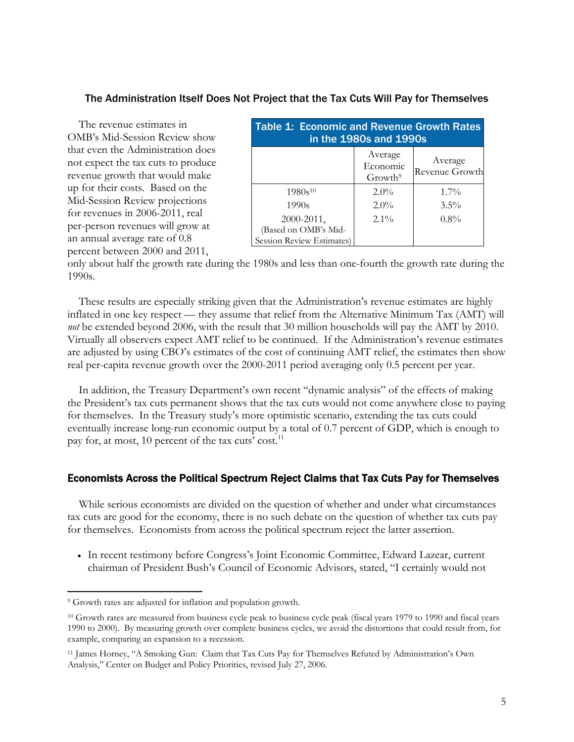### The Administration Itself Does Not Project that the Tax Cuts Will Pay for Themselves

The revenue estimates in OMB's Mid-Session Review show that even the Administration does not expect the tax cuts to produce revenue growth that would make up for their costs. Based on the Mid-Session Review projections for revenues in 2006-2011, real per-person revenues will grow at an annual average rate of 0.8 percent between 2000 and 2011, only about half the growth rate during the 1980s and less than one-fourth the growth rate during the 1990s.

**Table 1: Economic and Revenue Growth Rates in the 1980s and 1990s**

| | Average Economic Growth[9] | Average Revenue Growth |
|---|---|---|
| 1980s[10] | 2.0% | 1.7% |
| 1990s | 2.0% | 3.5% |
| 2000-2011, (Based on OMB's Mid-Session Review Estimates) | 2.1% | 0.8% |

These results are especially striking given that the Administration's revenue estimates are highly inflated in one key respect — they assume that relief from the Alternative Minimum Tax (AMT) will *not* be extended beyond 2006, with the result that 30 million households will pay the AMT by 2010. Virtually all observers expect AMT relief to be continued. If the Administration's revenue estimates are adjusted by using CBO's estimates of the cost of continuing AMT relief, the estimates then show real per-capita revenue growth over the 2000-2011 period averaging only 0.5 percent per year.

In addition, the Treasury Department's own recent "dynamic analysis" of the effects of making the President's tax cuts permanent shows that the tax cuts would not come anywhere close to paying for themselves. In the Treasury study's more optimistic scenario, extending the tax cuts could eventually increase long-run economic output by a total of 0.7 percent of GDP, which is enough to pay for, at most, 10 percent of the tax cuts' cost.[11]

### Economists Across the Political Spectrum Reject Claims that Tax Cuts Pay for Themselves

While serious economists are divided on the question of whether and under what circumstances tax cuts are good for the economy, there is no such debate on the question of whether tax cuts pay for themselves. Economists from across the political spectrum reject the latter assertion.

- In recent testimony before Congress's Joint Economic Committee, Edward Lazear, current chairman of President Bush's Council of Economic Advisors, stated, "I certainly would not

---

[9] Growth rates are adjusted for inflation and population growth.

[10] Growth rates are measured from business cycle peak to business cycle peak (fiscal years 1979 to 1990 and fiscal years 1990 to 2000). By measuring growth over complete business cycles, we avoid the distortions that could result from, for example, comparing an expansion to a recession.

[11] James Horney, "A Smoking Gun: Claim that Tax Cuts Pay for Themselves Refuted by Administration's Own Analysis," Center on Budget and Policy Priorities, revised July 27, 2006.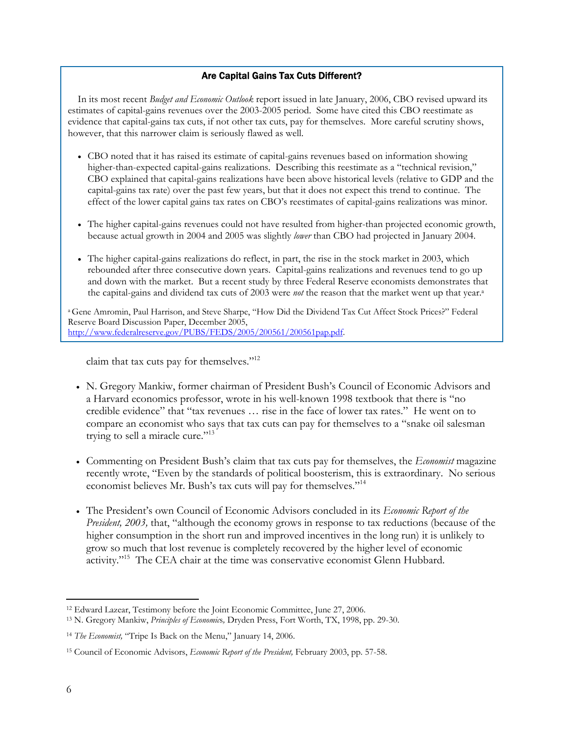### Are Capital Gains Tax Cuts Different?

In its most recent *Budget and Economic Outlook* report issued in late January, 2006, CBO revised upward its estimates of capital-gains revenues over the 2003-2005 period. Some have cited this CBO reestimate as evidence that capital-gains tax cuts, if not other tax cuts, pay for themselves. More careful scrutiny shows, however, that this narrower claim is seriously flawed as well.

- CBO noted that it has raised its estimate of capital-gains revenues based on information showing higher-than-expected capital-gains realizations. Describing this reestimate as a "technical revision," CBO explained that capital-gains realizations have been above historical levels (relative to GDP and the capital-gains tax rate) over the past few years, but that it does not expect this trend to continue. The effect of the lower capital gains tax rates on CBO's reestimates of capital-gains realizations was minor.
- The higher capital-gains revenues could not have resulted from higher-than projected economic growth, because actual growth in 2004 and 2005 was slightly *lower* than CBO had projected in January 2004.
- The higher capital-gains realizations do reflect, in part, the rise in the stock market in 2003, which rebounded after three consecutive down years. Capital-gains realizations and revenues tend to go up and down with the market. But a recent study by three Federal Reserve economists demonstrates that the capital-gains and dividend tax cuts of 2003 were *not* the reason that the market went up that year.[a]

[a] Gene Amromin, Paul Harrison, and Steve Sharpe, "How Did the Dividend Tax Cut Affect Stock Prices?" Federal Reserve Board Discussion Paper, December 2005, http://www.federalreserve.gov/PUBS/FEDS/2005/200561/200561pap.pdf.

claim that tax cuts pay for themselves."[12]

- N. Gregory Mankiw, former chairman of President Bush's Council of Economic Advisors and a Harvard economics professor, wrote in his well-known 1998 textbook that there is "no credible evidence" that "tax revenues … rise in the face of lower tax rates." He went on to compare an economist who says that tax cuts can pay for themselves to a "snake oil salesman trying to sell a miracle cure."[13]
- Commenting on President Bush's claim that tax cuts pay for themselves, the *Economist* magazine recently wrote, "Even by the standards of political boosterism, this is extraordinary. No serious economist believes Mr. Bush's tax cuts will pay for themselves."[14]
- The President's own Council of Economic Advisors concluded in its *Economic Report of the President, 2003,* that, "although the economy grows in response to tax reductions (because of the higher consumption in the short run and improved incentives in the long run) it is unlikely to grow so much that lost revenue is completely recovered by the higher level of economic activity."[15] The CEA chair at the time was conservative economist Glenn Hubbard.

---

[12] Edward Lazear, Testimony before the Joint Economic Committee, June 27, 2006.

[13] N. Gregory Mankiw, *Principles of Economics,* Dryden Press, Fort Worth, TX, 1998, pp. 29-30.

[14] *The Economist,* "Tripe Is Back on the Menu," January 14, 2006.

[15] Council of Economic Advisors, *Economic Report of the President,* February 2003, pp. 57-58.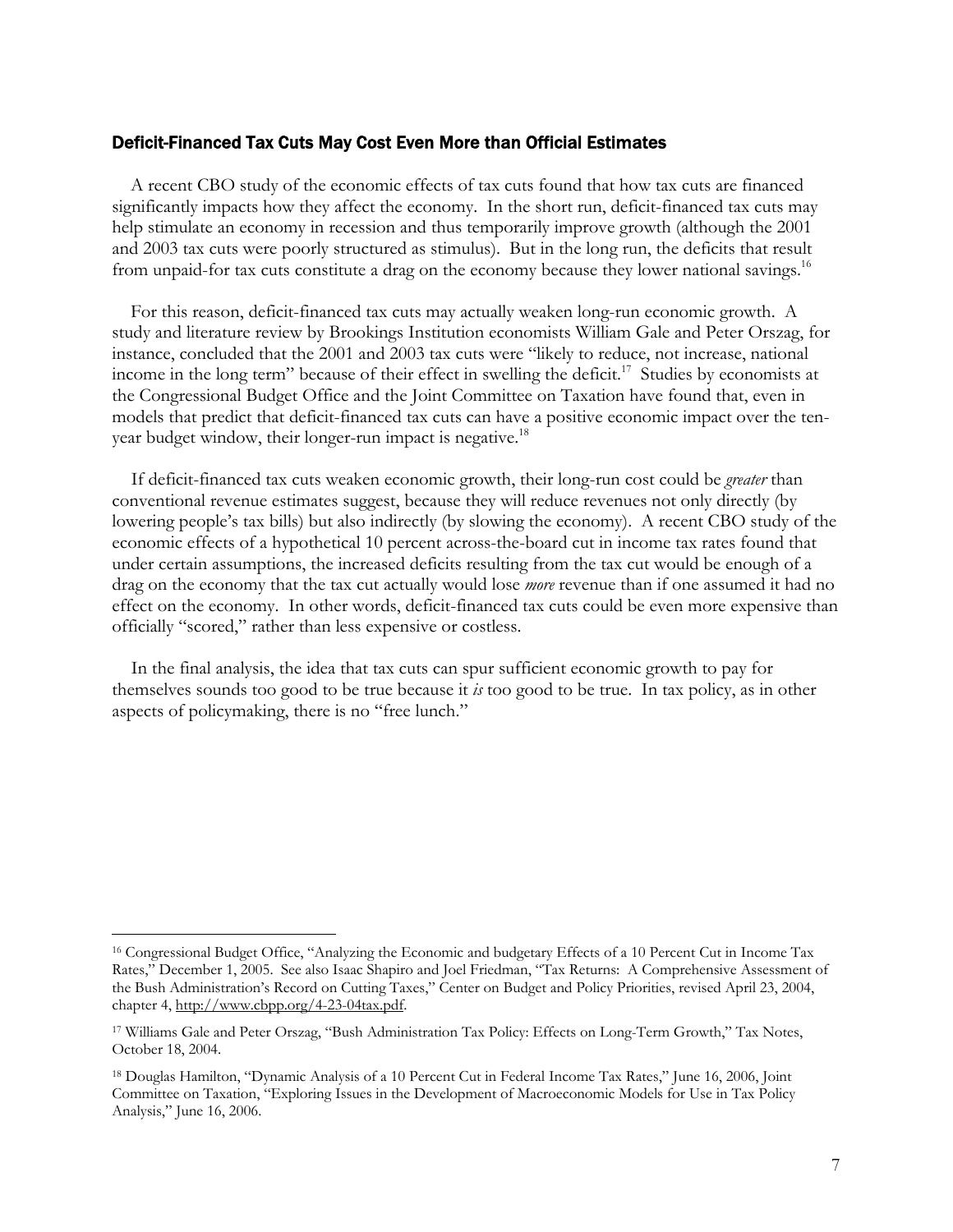### Deficit-Financed Tax Cuts May Cost Even More than Official Estimates

A recent CBO study of the economic effects of tax cuts found that how tax cuts are financed significantly impacts how they affect the economy. In the short run, deficit-financed tax cuts may help stimulate an economy in recession and thus temporarily improve growth (although the 2001 and 2003 tax cuts were poorly structured as stimulus). But in the long run, the deficits that result from unpaid-for tax cuts constitute a drag on the economy because they lower national savings.[16]

For this reason, deficit-financed tax cuts may actually weaken long-run economic growth. A study and literature review by Brookings Institution economists William Gale and Peter Orszag, for instance, concluded that the 2001 and 2003 tax cuts were "likely to reduce, not increase, national income in the long term" because of their effect in swelling the deficit.[17] Studies by economists at the Congressional Budget Office and the Joint Committee on Taxation have found that, even in models that predict that deficit-financed tax cuts can have a positive economic impact over the ten-year budget window, their longer-run impact is negative.[18]

If deficit-financed tax cuts weaken economic growth, their long-run cost could be *greater* than conventional revenue estimates suggest, because they will reduce revenues not only directly (by lowering people's tax bills) but also indirectly (by slowing the economy). A recent CBO study of the economic effects of a hypothetical 10 percent across-the-board cut in income tax rates found that under certain assumptions, the increased deficits resulting from the tax cut would be enough of a drag on the economy that the tax cut actually would lose *more* revenue than if one assumed it had no effect on the economy. In other words, deficit-financed tax cuts could be even more expensive than officially "scored," rather than less expensive or costless.

In the final analysis, the idea that tax cuts can spur sufficient economic growth to pay for themselves sounds too good to be true because it *is* too good to be true. In tax policy, as in other aspects of policymaking, there is no "free lunch."

---

[16] Congressional Budget Office, "Analyzing the Economic and budgetary Effects of a 10 Percent Cut in Income Tax Rates," December 1, 2005. See also Isaac Shapiro and Joel Friedman, "Tax Returns: A Comprehensive Assessment of the Bush Administration's Record on Cutting Taxes," Center on Budget and Policy Priorities, revised April 23, 2004, chapter 4, http://www.cbpp.org/4-23-04tax.pdf.

[17] Williams Gale and Peter Orszag, "Bush Administration Tax Policy: Effects on Long-Term Growth," Tax Notes, October 18, 2004.

[18] Douglas Hamilton, "Dynamic Analysis of a 10 Percent Cut in Federal Income Tax Rates," June 16, 2006, Joint Committee on Taxation, "Exploring Issues in the Development of Macroeconomic Models for Use in Tax Policy Analysis," June 16, 2006.